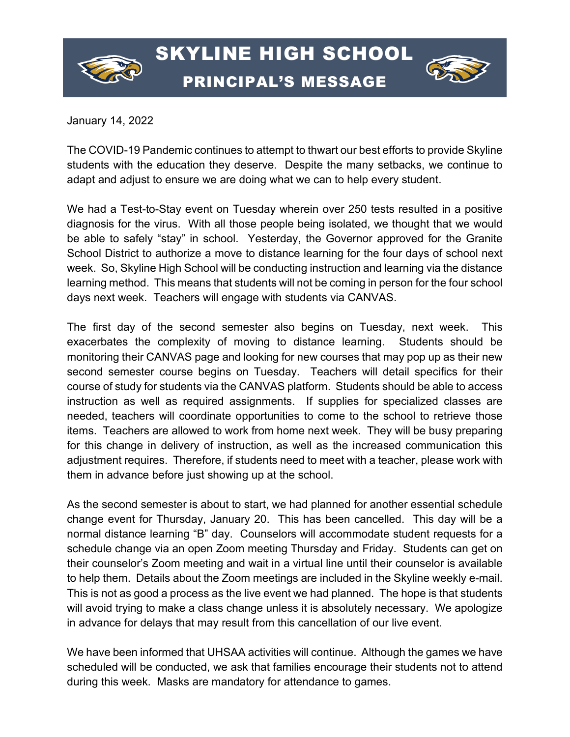# SKYLINE HIGH SCHOOL

## PRINCIPAL'S MESSAGE

January 14, 2022

The COVID-19 Pandemic continues to attempt to thwart our best efforts to provide Skyline students with the education they deserve. Despite the many setbacks, we continue to adapt and adjust to ensure we are doing what we can to help every student.

We had a Test-to-Stay event on Tuesday wherein over 250 tests resulted in a positive diagnosis for the virus. With all those people being isolated, we thought that we would be able to safely "stay" in school. Yesterday, the Governor approved for the Granite School District to authorize a move to distance learning for the four days of school next week. So, Skyline High School will be conducting instruction and learning via the distance learning method. This means that students will not be coming in person for the four school days next week. Teachers will engage with students via CANVAS.

The first day of the second semester also begins on Tuesday, next week. This exacerbates the complexity of moving to distance learning. Students should be monitoring their CANVAS page and looking for new courses that may pop up as their new second semester course begins on Tuesday. Teachers will detail specifics for their course of study for students via the CANVAS platform. Students should be able to access instruction as well as required assignments. If supplies for specialized classes are needed, teachers will coordinate opportunities to come to the school to retrieve those items. Teachers are allowed to work from home next week. They will be busy preparing for this change in delivery of instruction, as well as the increased communication this adjustment requires. Therefore, if students need to meet with a teacher, please work with them in advance before just showing up at the school.

As the second semester is about to start, we had planned for another essential schedule change event for Thursday, January 20. This has been cancelled. This day will be a normal distance learning "B" day. Counselors will accommodate student requests for a schedule change via an open Zoom meeting Thursday and Friday. Students can get on their counselor's Zoom meeting and wait in a virtual line until their counselor is available to help them. Details about the Zoom meetings are included in the Skyline weekly e-mail. This is not as good a process as the live event we had planned. The hope is that students will avoid trying to make a class change unless it is absolutely necessary. We apologize in advance for delays that may result from this cancellation of our live event.

We have been informed that UHSAA activities will continue. Although the games we have scheduled will be conducted, we ask that families encourage their students not to attend during this week. Masks are mandatory for attendance to games.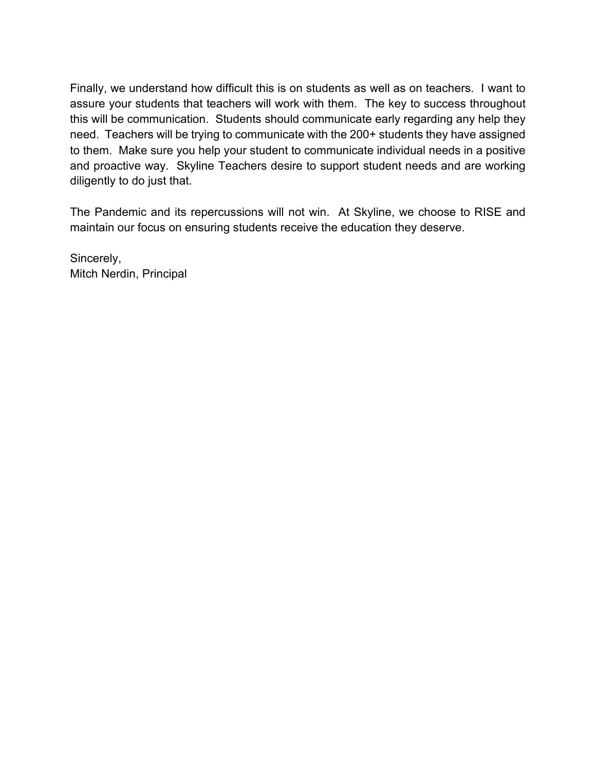Finally, we understand how difficult this is on students as well as on teachers. I want to assure your students that teachers will work with them. The key to success throughout this will be communication. Students should communicate early regarding any help they need. Teachers will be trying to communicate with the 200+ students they have assigned to them. Make sure you help your student to communicate individual needs in a positive and proactive way. Skyline Teachers desire to support student needs and are working diligently to do just that.

The Pandemic and its repercussions will not win. At Skyline, we choose to RISE and maintain our focus on ensuring students receive the education they deserve.

Sincerely,
Mitch Nerdin, Principal